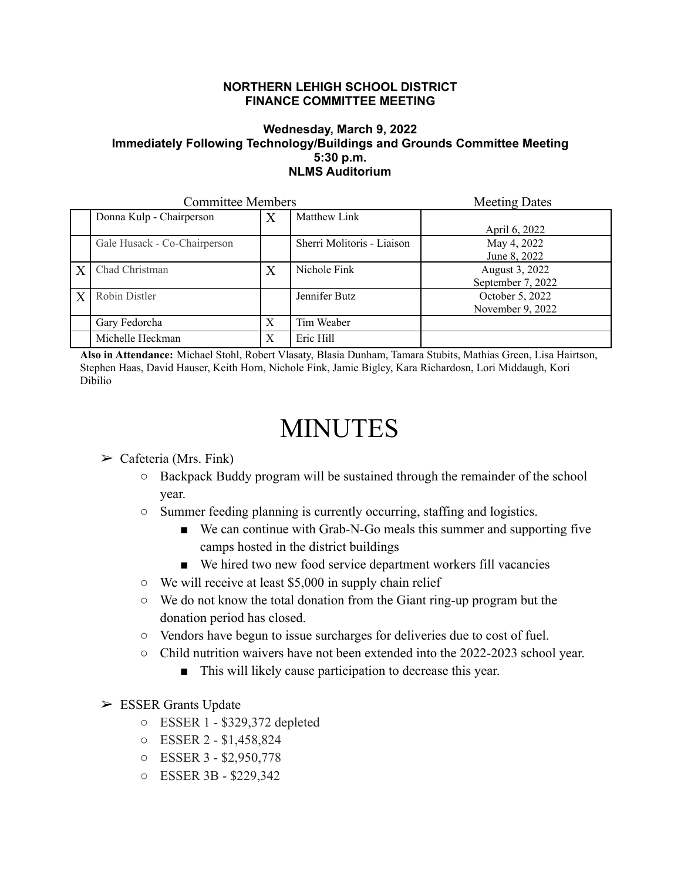**NORTHERN LEHIGH SCHOOL DISTRICT**
**FINANCE COMMITTEE MEETING**

**Wednesday, March 9, 2022**
**Immediately Following Technology/Buildings and Grounds Committee Meeting**
**5:30 p.m.**
**NLMS Auditorium**

| | Committee Members | | | Meeting Dates |
|---|---|---|---|---|
| | Donna Kulp - Chairperson | X | Matthew Link | April 6, 2022 |
| | Gale Husack - Co-Chairperson | | Sherri Molitoris - Liaison | May 4, 2022<br>June 8, 2022 |
| X | Chad Christman | X | Nichole Fink | August 3, 2022<br>September 7, 2022 |
| X | Robin Distler | | Jennifer Butz | October 5, 2022<br>November 9, 2022 |
| | Gary Fedorcha | X | Tim Weaber | |
| | Michelle Heckman | X | Eric Hill | |

**Also in Attendance:** Michael Stohl, Robert Vlasaty, Blasia Dunham, Tamara Stubits, Mathias Green, Lisa Hairtson, Stephen Haas, David Hauser, Keith Horn, Nichole Fink, Jamie Bigley, Kara Richardosn, Lori Middaugh, Kori Dibilio

# MINUTES

- Cafeteria (Mrs. Fink)
  - Backpack Buddy program will be sustained through the remainder of the school year.
  - Summer feeding planning is currently occurring, staffing and logistics.
    - We can continue with Grab-N-Go meals this summer and supporting five camps hosted in the district buildings
    - We hired two new food service department workers fill vacancies
  - We will receive at least $5,000 in supply chain relief
  - We do not know the total donation from the Giant ring-up program but the donation period has closed.
  - Vendors have begun to issue surcharges for deliveries due to cost of fuel.
  - Child nutrition waivers have not been extended into the 2022-2023 school year.
    - This will likely cause participation to decrease this year.
- ESSER Grants Update
  - ESSER 1 - $329,372 depleted
  - ESSER 2 - $1,458,824
  - ESSER 3 - $2,950,778
  - ESSER 3B - $229,342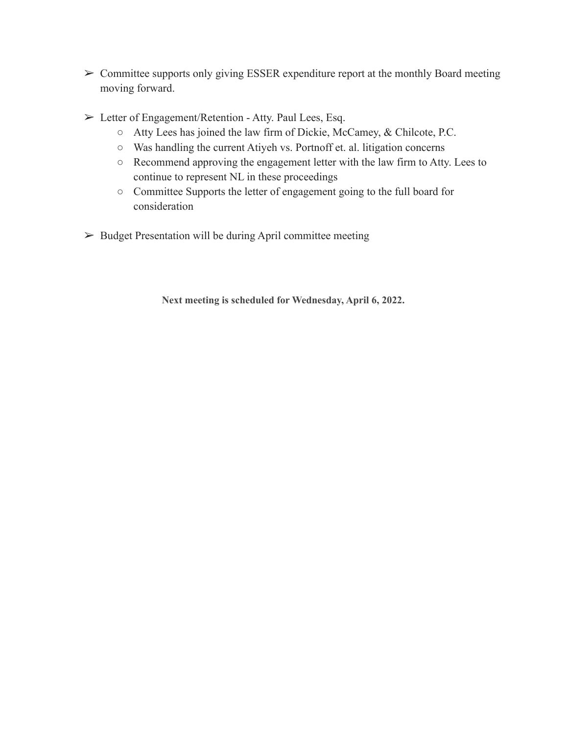- Committee supports only giving ESSER expenditure report at the monthly Board meeting moving forward.

- Letter of Engagement/Retention - Atty. Paul Lees, Esq.
  - Atty Lees has joined the law firm of Dickie, McCamey, & Chilcote, P.C.
  - Was handling the current Atiyeh vs. Portnoff et. al. litigation concerns
  - Recommend approving the engagement letter with the law firm to Atty. Lees to continue to represent NL in these proceedings
  - Committee Supports the letter of engagement going to the full board for consideration

- Budget Presentation will be during April committee meeting

**Next meeting is scheduled for Wednesday, April 6, 2022.**